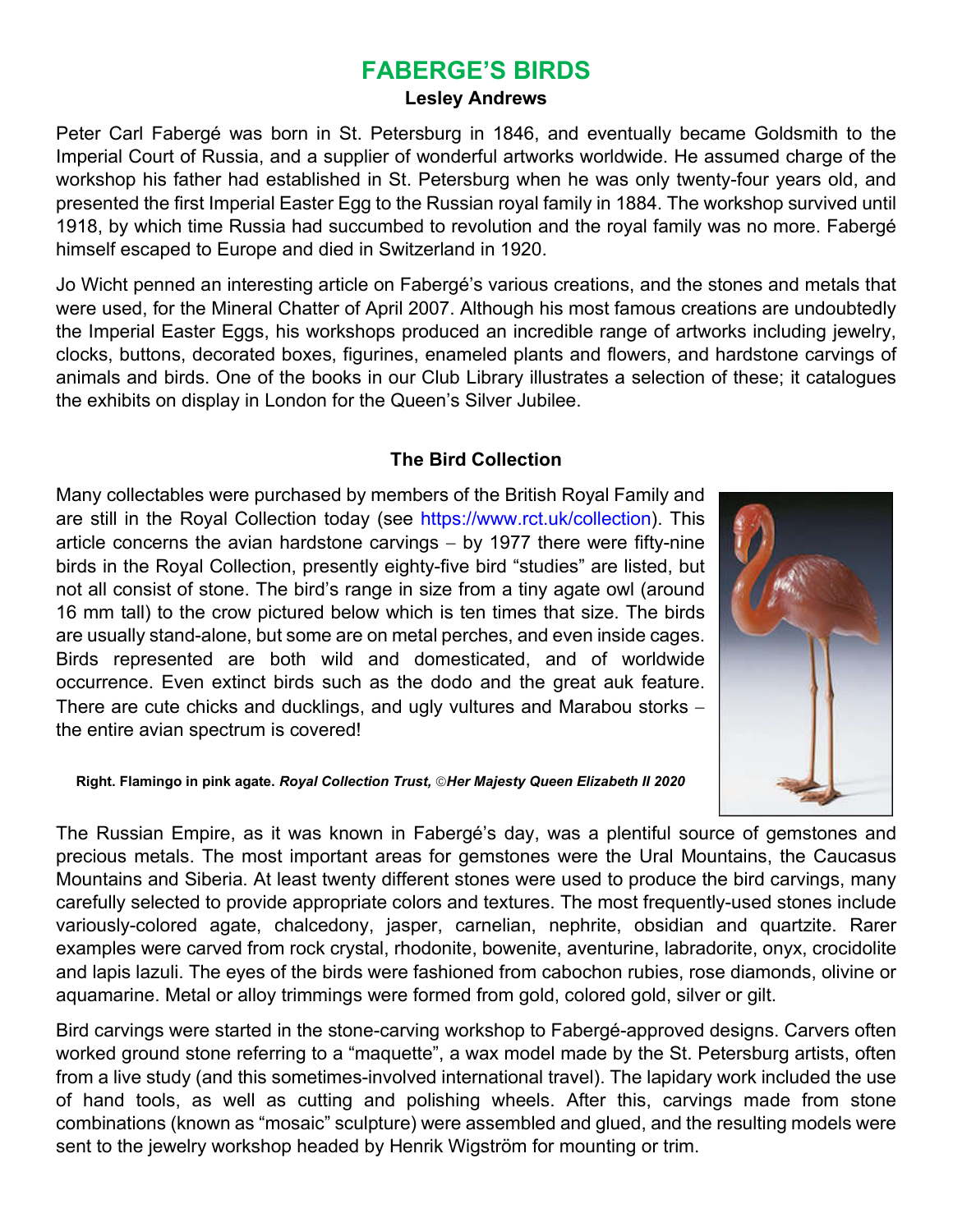# FABERGE'S BIRDS

**Lesley Andrews**

Peter Carl Fabergé was born in St. Petersburg in 1846, and eventually became Goldsmith to the Imperial Court of Russia, and a supplier of wonderful artworks worldwide. He assumed charge of the workshop his father had established in St. Petersburg when he was only twenty-four years old, and presented the first Imperial Easter Egg to the Russian royal family in 1884. The workshop survived until 1918, by which time Russia had succumbed to revolution and the royal family was no more. Fabergé himself escaped to Europe and died in Switzerland in 1920.

Jo Wicht penned an interesting article on Fabergé's various creations, and the stones and metals that were used, for the Mineral Chatter of April 2007. Although his most famous creations are undoubtedly the Imperial Easter Eggs, his workshops produced an incredible range of artworks including jewelry, clocks, buttons, decorated boxes, figurines, enameled plants and flowers, and hardstone carvings of animals and birds. One of the books in our Club Library illustrates a selection of these; it catalogues the exhibits on display in London for the Queen's Silver Jubilee.

## The Bird Collection

Many collectables were purchased by members of the British Royal Family and are still in the Royal Collection today (see https://www.rct.uk/collection). This article concerns the avian hardstone carvings – by 1977 there were fifty-nine birds in the Royal Collection, presently eighty-five bird "studies" are listed, but not all consist of stone. The bird's range in size from a tiny agate owl (around 16 mm tall) to the crow pictured below which is ten times that size. The birds are usually stand-alone, but some are on metal perches, and even inside cages. Birds represented are both wild and domesticated, and of worldwide occurrence. Even extinct birds such as the dodo and the great auk feature. There are cute chicks and ducklings, and ugly vultures and Marabou storks – the entire avian spectrum is covered!

**Right. Flamingo in pink agate.** ***Royal Collection Trust, ©Her Majesty Queen Elizabeth II 2020***

The Russian Empire, as it was known in Fabergé's day, was a plentiful source of gemstones and precious metals. The most important areas for gemstones were the Ural Mountains, the Caucasus Mountains and Siberia. At least twenty different stones were used to produce the bird carvings, many carefully selected to provide appropriate colors and textures. The most frequently-used stones include variously-colored agate, chalcedony, jasper, carnelian, nephrite, obsidian and quartzite. Rarer examples were carved from rock crystal, rhodonite, bowenite, aventurine, labradorite, onyx, crocidolite and lapis lazuli. The eyes of the birds were fashioned from cabochon rubies, rose diamonds, olivine or aquamarine. Metal or alloy trimmings were formed from gold, colored gold, silver or gilt.

Bird carvings were started in the stone-carving workshop to Fabergé-approved designs. Carvers often worked ground stone referring to a "maquette", a wax model made by the St. Petersburg artists, often from a live study (and this sometimes-involved international travel). The lapidary work included the use of hand tools, as well as cutting and polishing wheels. After this, carvings made from stone combinations (known as "mosaic" sculpture) were assembled and glued, and the resulting models were sent to the jewelry workshop headed by Henrik Wigström for mounting or trim.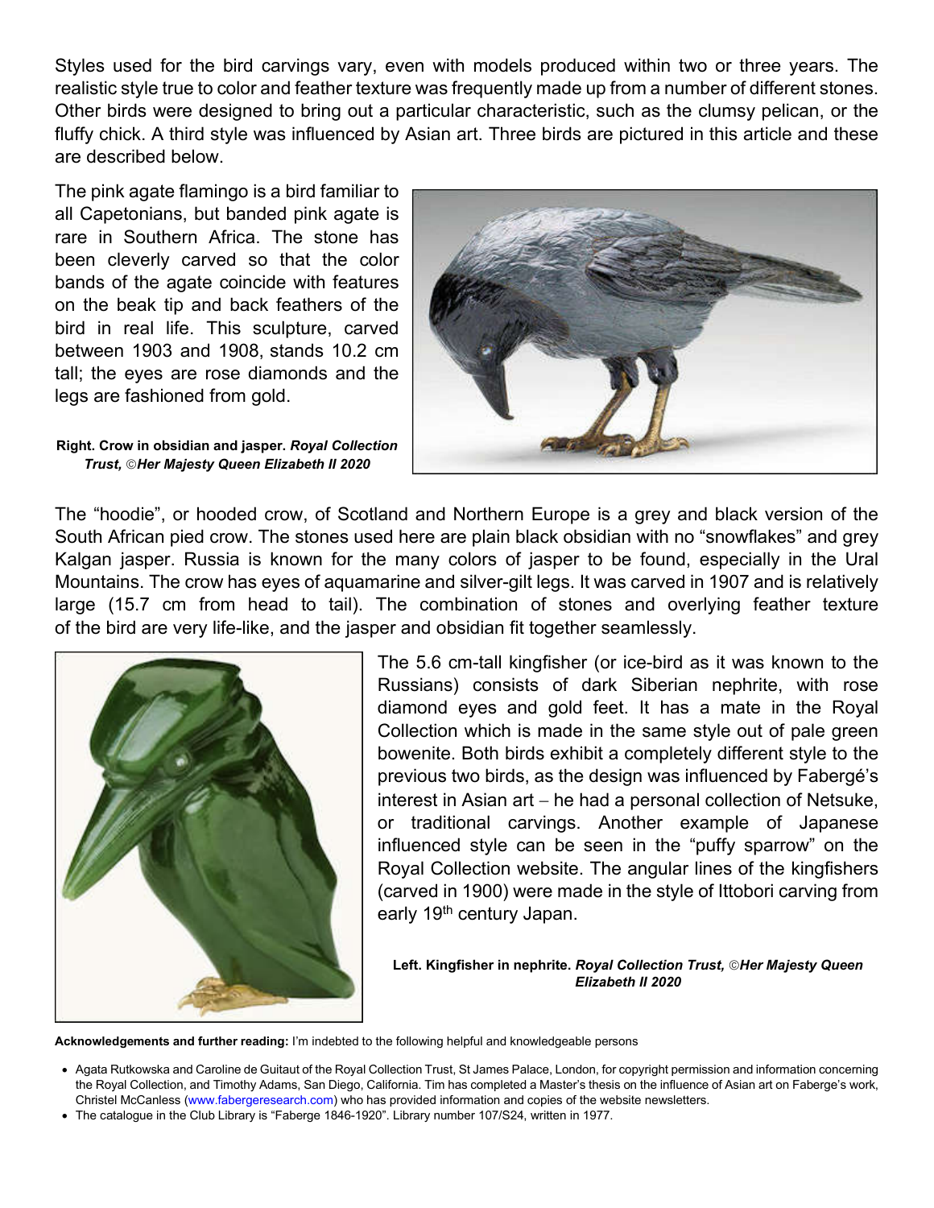Styles used for the bird carvings vary, even with models produced within two or three years. The realistic style true to color and feather texture was frequently made up from a number of different stones. Other birds were designed to bring out a particular characteristic, such as the clumsy pelican, or the fluffy chick. A third style was influenced by Asian art. Three birds are pictured in this article and these are described below.

The pink agate flamingo is a bird familiar to all Capetonians, but banded pink agate is rare in Southern Africa. The stone has been cleverly carved so that the color bands of the agate coincide with features on the beak tip and back feathers of the bird in real life. This sculpture, carved between 1903 and 1908, stands 10.2 cm tall; the eyes are rose diamonds and the legs are fashioned from gold.

**Right. Crow in obsidian and jasper.** ***Royal Collection Trust, ©Her Majesty Queen Elizabeth II 2020***

The "hoodie", or hooded crow, of Scotland and Northern Europe is a grey and black version of the South African pied crow. The stones used here are plain black obsidian with no "snowflakes" and grey Kalgan jasper. Russia is known for the many colors of jasper to be found, especially in the Ural Mountains. The crow has eyes of aquamarine and silver-gilt legs. It was carved in 1907 and is relatively large (15.7 cm from head to tail). The combination of stones and overlying feather texture of the bird are very life-like, and the jasper and obsidian fit together seamlessly.

The 5.6 cm-tall kingfisher (or ice-bird as it was known to the Russians) consists of dark Siberian nephrite, with rose diamond eyes and gold feet. It has a mate in the Royal Collection which is made in the same style out of pale green bowenite. Both birds exhibit a completely different style to the previous two birds, as the design was influenced by Fabergé's interest in Asian art – he had a personal collection of Netsuke, or traditional carvings. Another example of Japanese influenced style can be seen in the "puffy sparrow" on the Royal Collection website. The angular lines of the kingfishers (carved in 1900) were made in the style of Ittobori carving from early 19th century Japan.

**Left. Kingfisher in nephrite.** ***Royal Collection Trust, ©Her Majesty Queen Elizabeth II 2020***

**Acknowledgements and further reading:** I'm indebted to the following helpful and knowledgeable persons

- Agata Rutkowska and Caroline de Guitaut of the Royal Collection Trust, St James Palace, London, for copyright permission and information concerning the Royal Collection, and Timothy Adams, San Diego, California. Tim has completed a Master's thesis on the influence of Asian art on Faberge's work, Christel McCanless (www.fabergeresearch.com) who has provided information and copies of the website newsletters.
- The catalogue in the Club Library is "Faberge 1846-1920". Library number 107/S24, written in 1977.